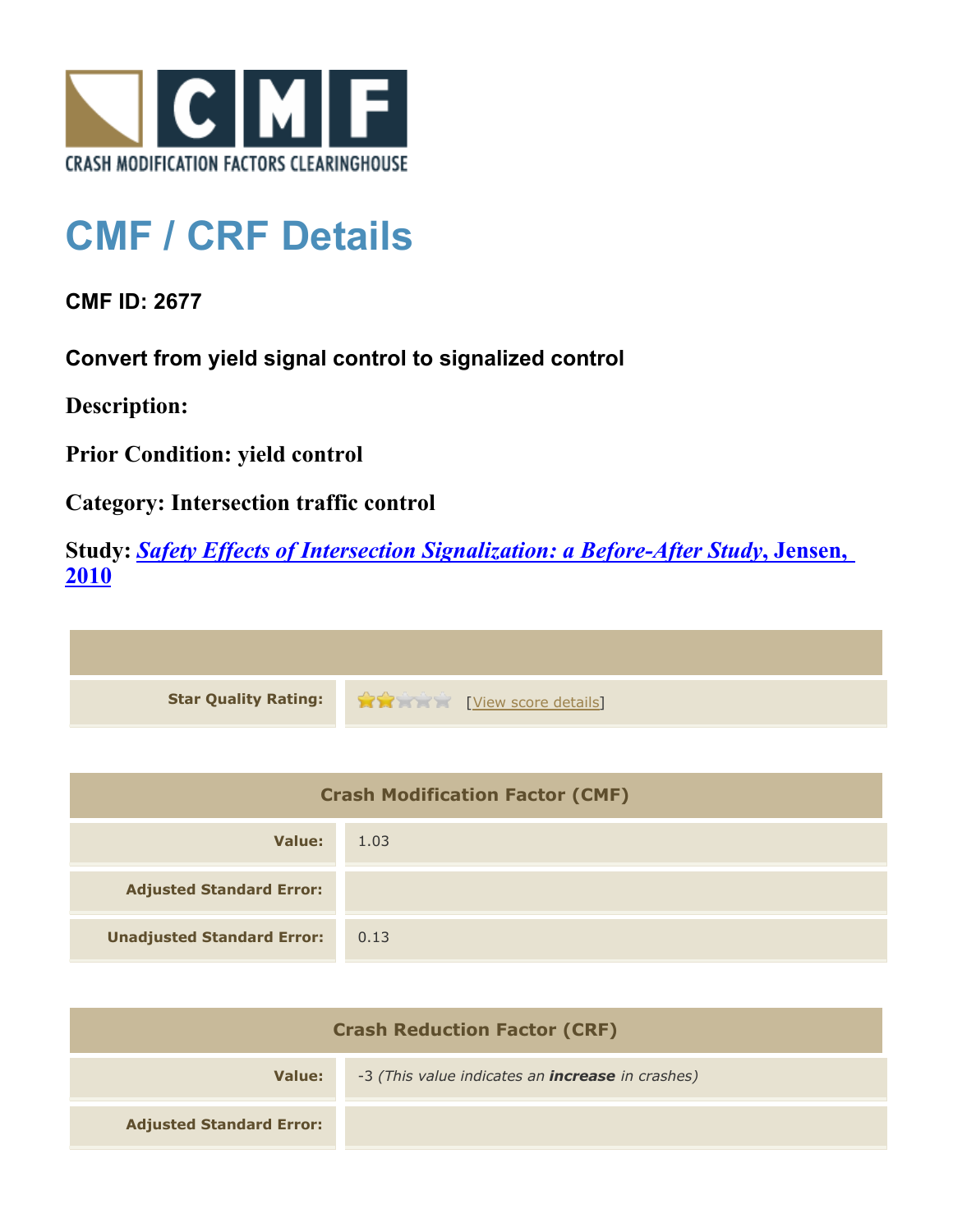CRASH MODIFICATION FACTORS CLEARINGHOUSE

# CMF / CRF Details

**CMF ID: 2677**

**Convert from yield signal control to signalized control**

**Description:**

**Prior Condition: yield control**

**Category: Intersection traffic control**

**Study: *Safety Effects of Intersection Signalization: a Before-After Study*, Jensen, 2010**

| | |
|---|---|
| **Star Quality Rating:** | [View score details] |

| Crash Modification Factor (CMF) | |
|---|---|
| **Value:** | 1.03 |
| **Adjusted Standard Error:** | |
| **Unadjusted Standard Error:** | 0.13 |

| Crash Reduction Factor (CRF) | |
|---|---|
| **Value:** | -3 *(This value indicates an **increase** in crashes)* |
| **Adjusted Standard Error:** | |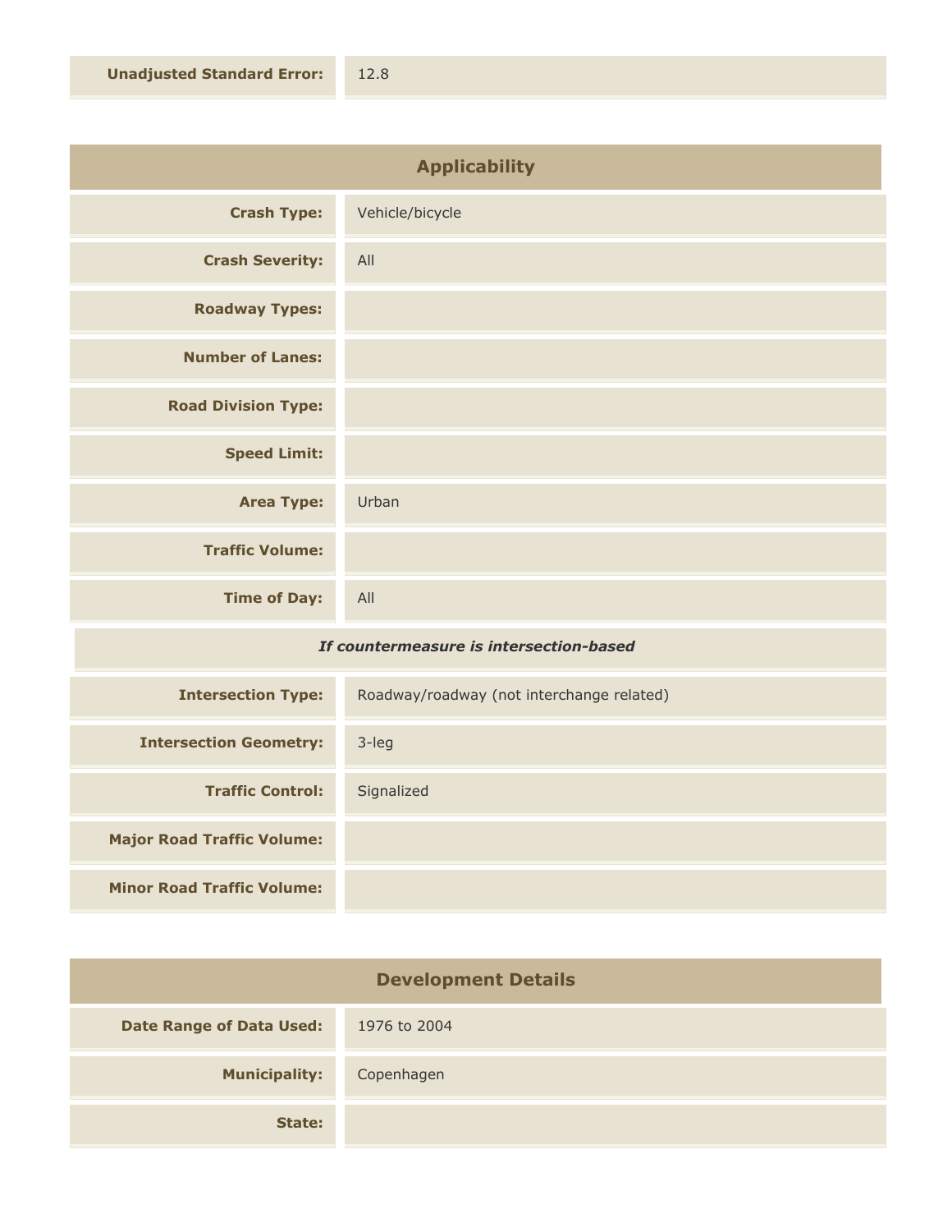| | |
|---|---|
| **Unadjusted Standard Error:** | 12.8 |

## Applicability

| | |
|---|---|
| **Crash Type:** | Vehicle/bicycle |
| **Crash Severity:** | All |
| **Roadway Types:** | |
| **Number of Lanes:** | |
| **Road Division Type:** | |
| **Speed Limit:** | |
| **Area Type:** | Urban |
| **Traffic Volume:** | |
| **Time of Day:** | All |

*If countermeasure is intersection-based*

| | |
|---|---|
| **Intersection Type:** | Roadway/roadway (not interchange related) |
| **Intersection Geometry:** | 3-leg |
| **Traffic Control:** | Signalized |
| **Major Road Traffic Volume:** | |
| **Minor Road Traffic Volume:** | |

## Development Details

| | |
|---|---|
| **Date Range of Data Used:** | 1976 to 2004 |
| **Municipality:** | Copenhagen |
| **State:** | |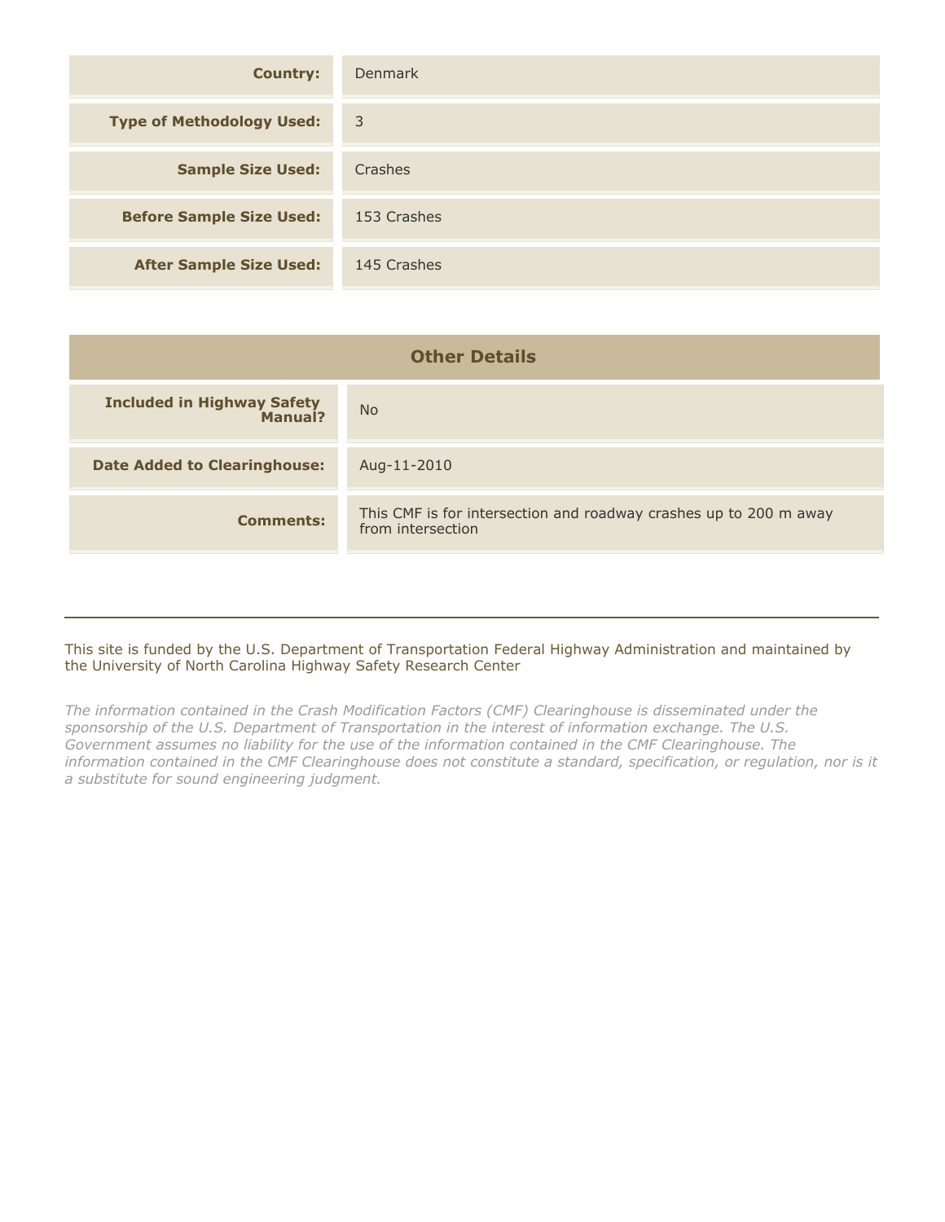| | |
|---|---|
| **Country:** | Denmark |
| **Type of Methodology Used:** | 3 |
| **Sample Size Used:** | Crashes |
| **Before Sample Size Used:** | 153 Crashes |
| **After Sample Size Used:** | 145 Crashes |

## Other Details

| | |
|---|---|
| **Included in Highway Safety Manual?** | No |
| **Date Added to Clearinghouse:** | Aug-11-2010 |
| **Comments:** | This CMF is for intersection and roadway crashes up to 200 m away from intersection |

---

This site is funded by the U.S. Department of Transportation Federal Highway Administration and maintained by the University of North Carolina Highway Safety Research Center

*The information contained in the Crash Modification Factors (CMF) Clearinghouse is disseminated under the sponsorship of the U.S. Department of Transportation in the interest of information exchange. The U.S. Government assumes no liability for the use of the information contained in the CMF Clearinghouse. The information contained in the CMF Clearinghouse does not constitute a standard, specification, or regulation, nor is it a substitute for sound engineering judgment.*